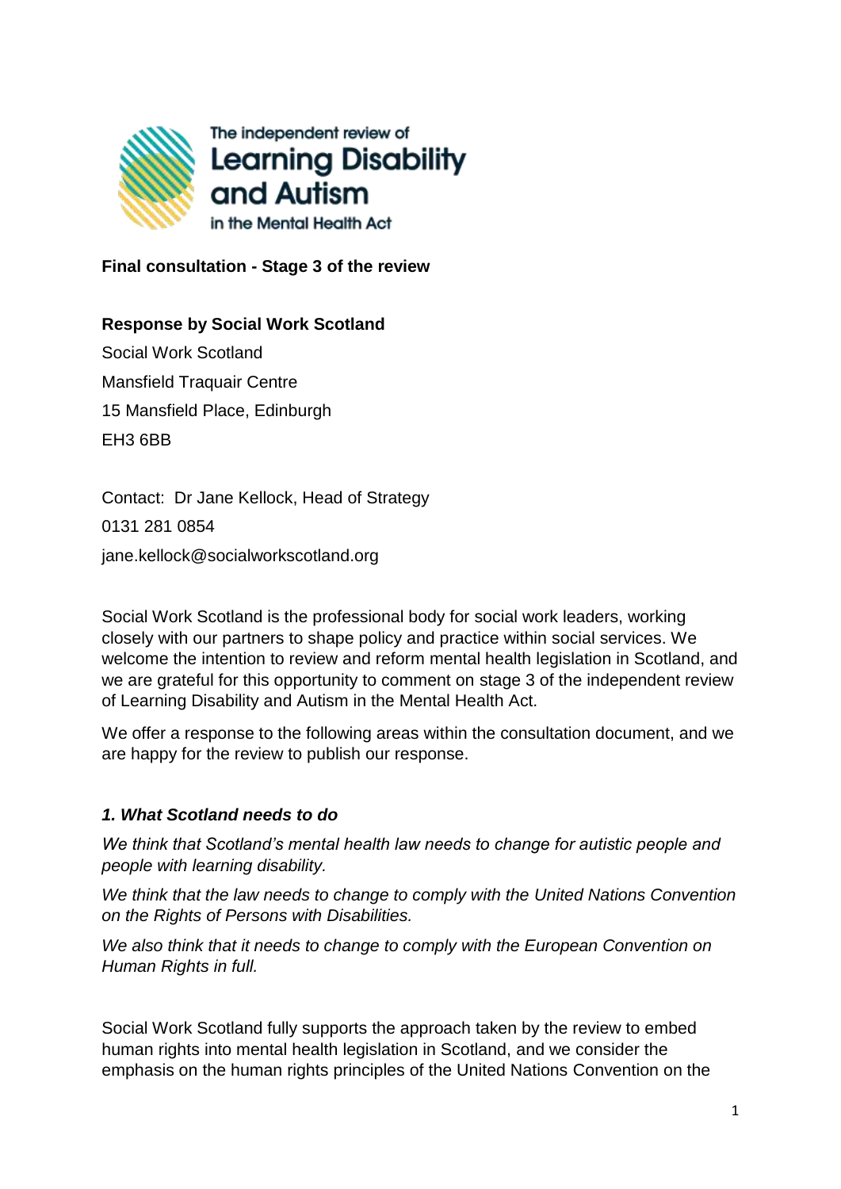The independent review of **Learning Disability and Autism** in the Mental Health Act

**Final consultation - Stage 3 of the review**

**Response by Social Work Scotland**

Social Work Scotland
Mansfield Traquair Centre
15 Mansfield Place, Edinburgh
EH3 6BB

Contact: Dr Jane Kellock, Head of Strategy
0131 281 0854
jane.kellock@socialworkscotland.org

Social Work Scotland is the professional body for social work leaders, working closely with our partners to shape policy and practice within social services. We welcome the intention to review and reform mental health legislation in Scotland, and we are grateful for this opportunity to comment on stage 3 of the independent review of Learning Disability and Autism in the Mental Health Act.

We offer a response to the following areas within the consultation document, and we are happy for the review to publish our response.

### *1. What Scotland needs to do*

*We think that Scotland's mental health law needs to change for autistic people and people with learning disability.*

*We think that the law needs to change to comply with the United Nations Convention on the Rights of Persons with Disabilities.*

*We also think that it needs to change to comply with the European Convention on Human Rights in full.*

Social Work Scotland fully supports the approach taken by the review to embed human rights into mental health legislation in Scotland, and we consider the emphasis on the human rights principles of the United Nations Convention on the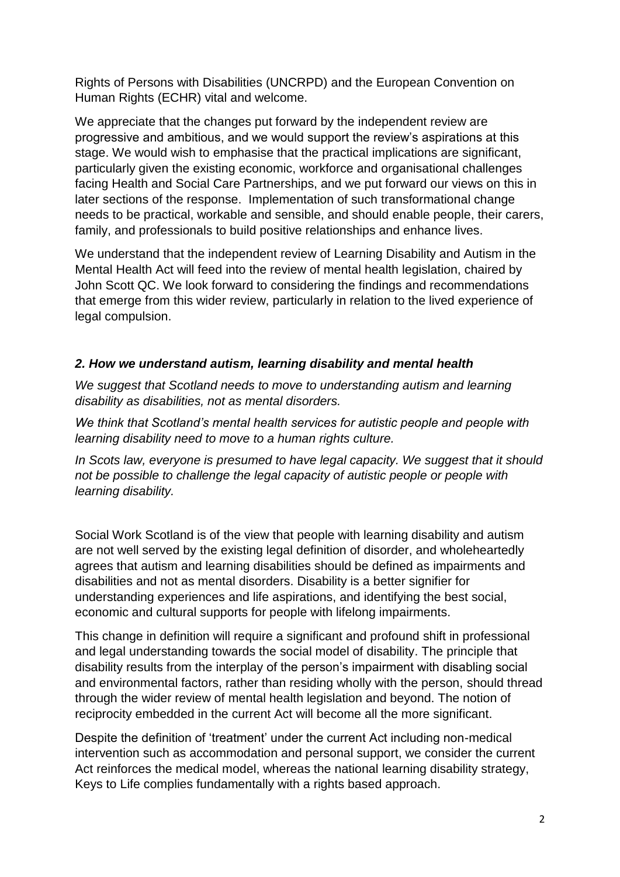Rights of Persons with Disabilities (UNCRPD) and the European Convention on Human Rights (ECHR) vital and welcome.

We appreciate that the changes put forward by the independent review are progressive and ambitious, and we would support the review's aspirations at this stage. We would wish to emphasise that the practical implications are significant, particularly given the existing economic, workforce and organisational challenges facing Health and Social Care Partnerships, and we put forward our views on this in later sections of the response. Implementation of such transformational change needs to be practical, workable and sensible, and should enable people, their carers, family, and professionals to build positive relationships and enhance lives.

We understand that the independent review of Learning Disability and Autism in the Mental Health Act will feed into the review of mental health legislation, chaired by John Scott QC. We look forward to considering the findings and recommendations that emerge from this wider review, particularly in relation to the lived experience of legal compulsion.

### *2. How we understand autism, learning disability and mental health*

*We suggest that Scotland needs to move to understanding autism and learning disability as disabilities, not as mental disorders.*

*We think that Scotland's mental health services for autistic people and people with learning disability need to move to a human rights culture.*

*In Scots law, everyone is presumed to have legal capacity. We suggest that it should not be possible to challenge the legal capacity of autistic people or people with learning disability.*

Social Work Scotland is of the view that people with learning disability and autism are not well served by the existing legal definition of disorder, and wholeheartedly agrees that autism and learning disabilities should be defined as impairments and disabilities and not as mental disorders. Disability is a better signifier for understanding experiences and life aspirations, and identifying the best social, economic and cultural supports for people with lifelong impairments.

This change in definition will require a significant and profound shift in professional and legal understanding towards the social model of disability. The principle that disability results from the interplay of the person's impairment with disabling social and environmental factors, rather than residing wholly with the person, should thread through the wider review of mental health legislation and beyond. The notion of reciprocity embedded in the current Act will become all the more significant.

Despite the definition of 'treatment' under the current Act including non-medical intervention such as accommodation and personal support, we consider the current Act reinforces the medical model, whereas the national learning disability strategy, Keys to Life complies fundamentally with a rights based approach.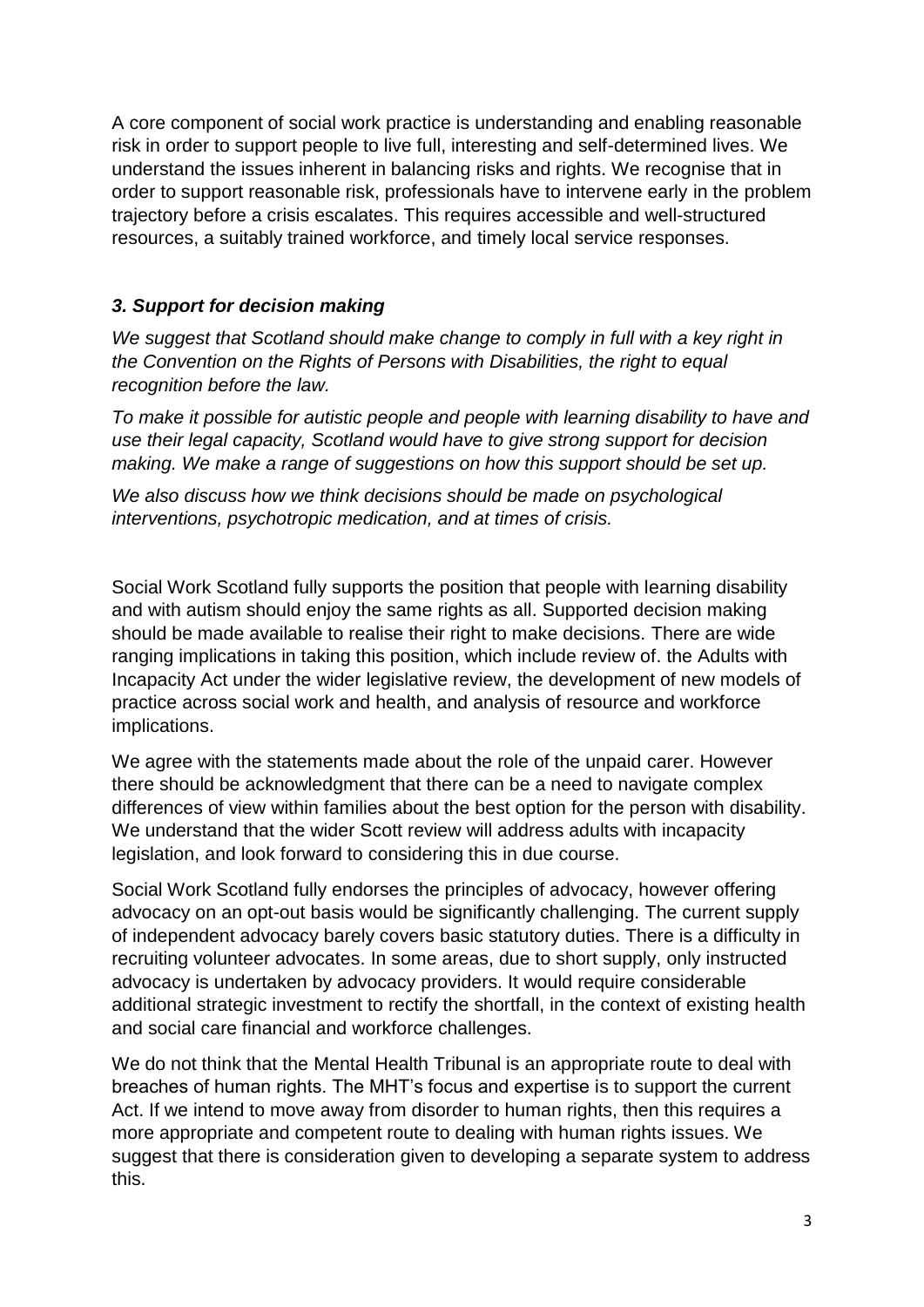A core component of social work practice is understanding and enabling reasonable risk in order to support people to live full, interesting and self-determined lives. We understand the issues inherent in balancing risks and rights. We recognise that in order to support reasonable risk, professionals have to intervene early in the problem trajectory before a crisis escalates. This requires accessible and well-structured resources, a suitably trained workforce, and timely local service responses.

### *3. Support for decision making*

*We suggest that Scotland should make change to comply in full with a key right in the Convention on the Rights of Persons with Disabilities, the right to equal recognition before the law.*

*To make it possible for autistic people and people with learning disability to have and use their legal capacity, Scotland would have to give strong support for decision making. We make a range of suggestions on how this support should be set up.*

*We also discuss how we think decisions should be made on psychological interventions, psychotropic medication, and at times of crisis.*

Social Work Scotland fully supports the position that people with learning disability and with autism should enjoy the same rights as all. Supported decision making should be made available to realise their right to make decisions. There are wide ranging implications in taking this position, which include review of. the Adults with Incapacity Act under the wider legislative review, the development of new models of practice across social work and health, and analysis of resource and workforce implications.

We agree with the statements made about the role of the unpaid carer. However there should be acknowledgment that there can be a need to navigate complex differences of view within families about the best option for the person with disability. We understand that the wider Scott review will address adults with incapacity legislation, and look forward to considering this in due course.

Social Work Scotland fully endorses the principles of advocacy, however offering advocacy on an opt-out basis would be significantly challenging. The current supply of independent advocacy barely covers basic statutory duties. There is a difficulty in recruiting volunteer advocates. In some areas, due to short supply, only instructed advocacy is undertaken by advocacy providers. It would require considerable additional strategic investment to rectify the shortfall, in the context of existing health and social care financial and workforce challenges.

We do not think that the Mental Health Tribunal is an appropriate route to deal with breaches of human rights. The MHT's focus and expertise is to support the current Act. If we intend to move away from disorder to human rights, then this requires a more appropriate and competent route to dealing with human rights issues. We suggest that there is consideration given to developing a separate system to address this.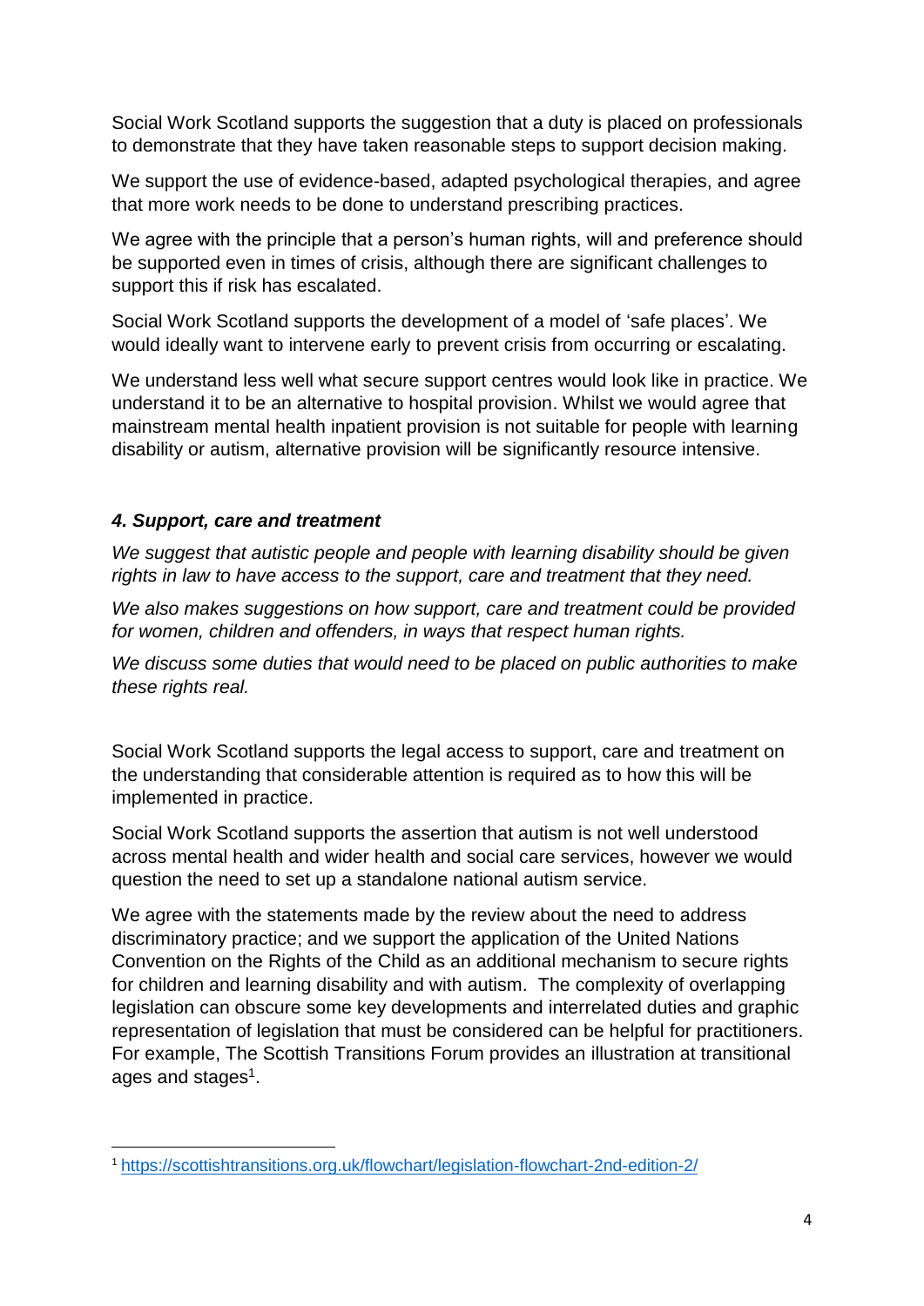Social Work Scotland supports the suggestion that a duty is placed on professionals to demonstrate that they have taken reasonable steps to support decision making.

We support the use of evidence-based, adapted psychological therapies, and agree that more work needs to be done to understand prescribing practices.

We agree with the principle that a person's human rights, will and preference should be supported even in times of crisis, although there are significant challenges to support this if risk has escalated.

Social Work Scotland supports the development of a model of 'safe places'. We would ideally want to intervene early to prevent crisis from occurring or escalating.

We understand less well what secure support centres would look like in practice. We understand it to be an alternative to hospital provision. Whilst we would agree that mainstream mental health inpatient provision is not suitable for people with learning disability or autism, alternative provision will be significantly resource intensive.

### *4. Support, care and treatment*

*We suggest that autistic people and people with learning disability should be given rights in law to have access to the support, care and treatment that they need.*

*We also makes suggestions on how support, care and treatment could be provided for women, children and offenders, in ways that respect human rights.*

*We discuss some duties that would need to be placed on public authorities to make these rights real.*

Social Work Scotland supports the legal access to support, care and treatment on the understanding that considerable attention is required as to how this will be implemented in practice.

Social Work Scotland supports the assertion that autism is not well understood across mental health and wider health and social care services, however we would question the need to set up a standalone national autism service.

We agree with the statements made by the review about the need to address discriminatory practice; and we support the application of the United Nations Convention on the Rights of the Child as an additional mechanism to secure rights for children and learning disability and with autism. The complexity of overlapping legislation can obscure some key developments and interrelated duties and graphic representation of legislation that must be considered can be helpful for practitioners. For example, The Scottish Transitions Forum provides an illustration at transitional ages and stages[1].

[1] https://scottishtransitions.org.uk/flowchart/legislation-flowchart-2nd-edition-2/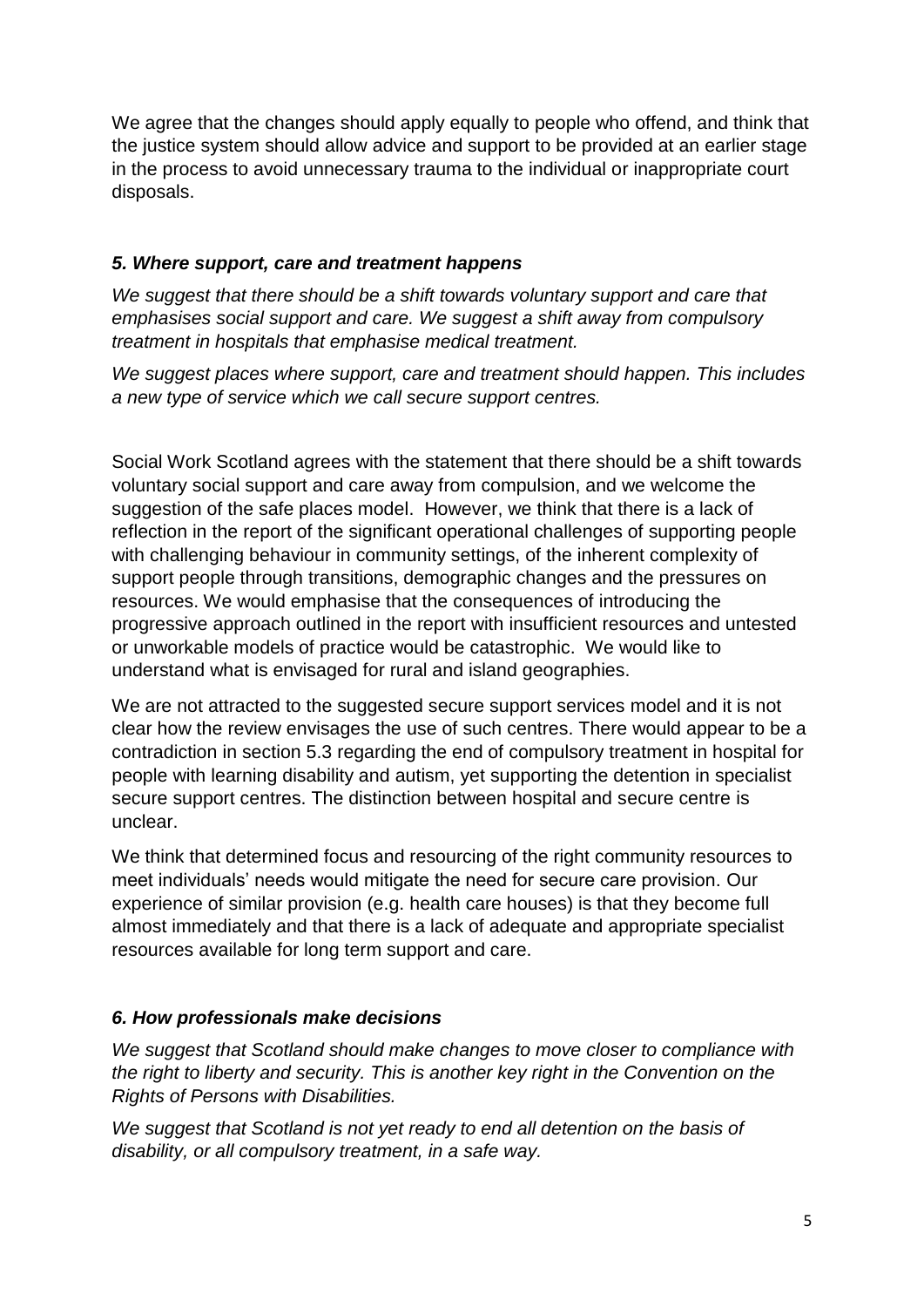We agree that the changes should apply equally to people who offend, and think that the justice system should allow advice and support to be provided at an earlier stage in the process to avoid unnecessary trauma to the individual or inappropriate court disposals.

### *5. Where support, care and treatment happens*

*We suggest that there should be a shift towards voluntary support and care that emphasises social support and care. We suggest a shift away from compulsory treatment in hospitals that emphasise medical treatment.*

*We suggest places where support, care and treatment should happen. This includes a new type of service which we call secure support centres.*

Social Work Scotland agrees with the statement that there should be a shift towards voluntary social support and care away from compulsion, and we welcome the suggestion of the safe places model. However, we think that there is a lack of reflection in the report of the significant operational challenges of supporting people with challenging behaviour in community settings, of the inherent complexity of support people through transitions, demographic changes and the pressures on resources. We would emphasise that the consequences of introducing the progressive approach outlined in the report with insufficient resources and untested or unworkable models of practice would be catastrophic. We would like to understand what is envisaged for rural and island geographies.

We are not attracted to the suggested secure support services model and it is not clear how the review envisages the use of such centres. There would appear to be a contradiction in section 5.3 regarding the end of compulsory treatment in hospital for people with learning disability and autism, yet supporting the detention in specialist secure support centres. The distinction between hospital and secure centre is unclear.

We think that determined focus and resourcing of the right community resources to meet individuals' needs would mitigate the need for secure care provision. Our experience of similar provision (e.g. health care houses) is that they become full almost immediately and that there is a lack of adequate and appropriate specialist resources available for long term support and care.

### *6. How professionals make decisions*

*We suggest that Scotland should make changes to move closer to compliance with the right to liberty and security. This is another key right in the Convention on the Rights of Persons with Disabilities.*

*We suggest that Scotland is not yet ready to end all detention on the basis of disability, or all compulsory treatment, in a safe way.*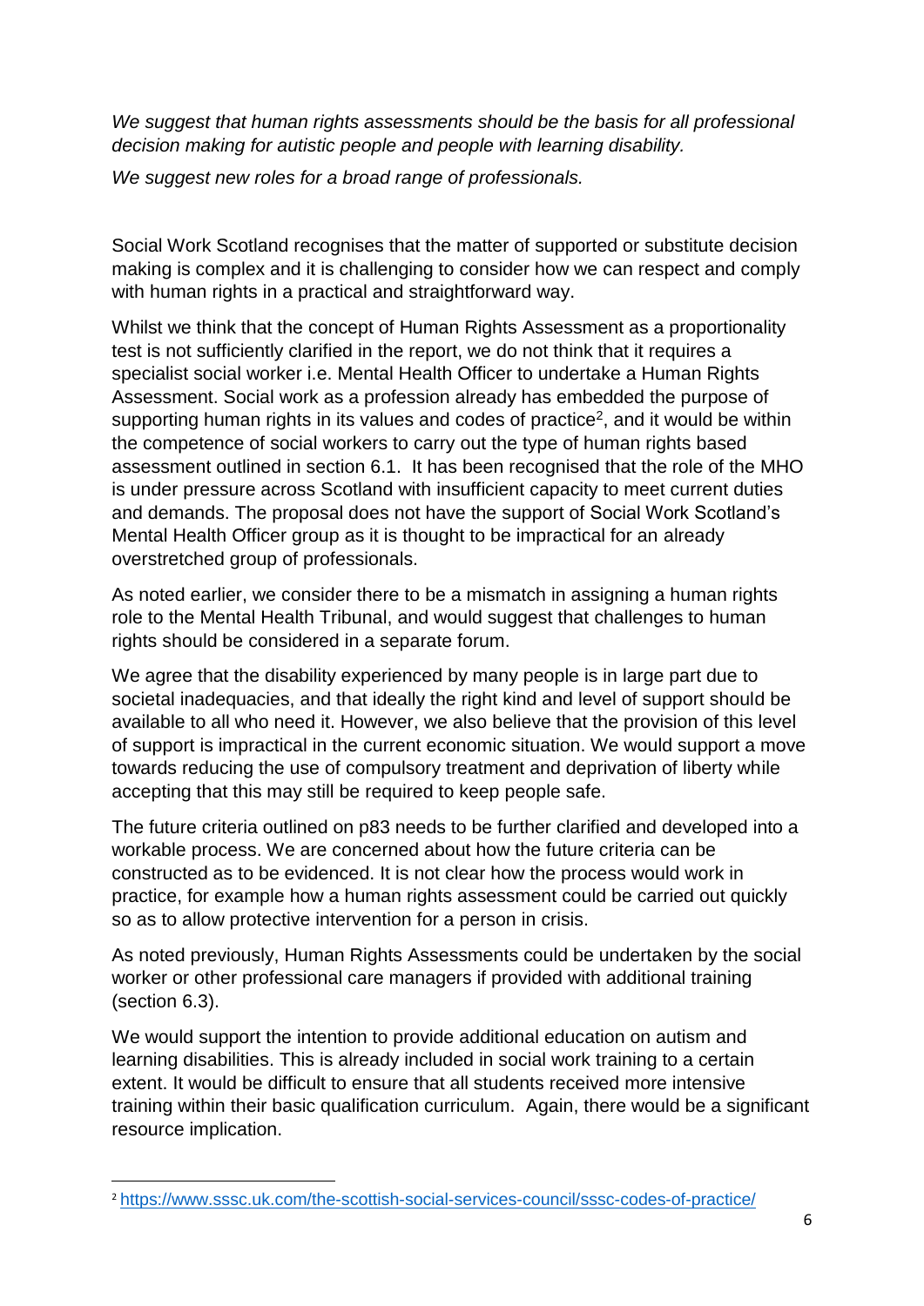*We suggest that human rights assessments should be the basis for all professional decision making for autistic people and people with learning disability.*

*We suggest new roles for a broad range of professionals.*

Social Work Scotland recognises that the matter of supported or substitute decision making is complex and it is challenging to consider how we can respect and comply with human rights in a practical and straightforward way.

Whilst we think that the concept of Human Rights Assessment as a proportionality test is not sufficiently clarified in the report, we do not think that it requires a specialist social worker i.e. Mental Health Officer to undertake a Human Rights Assessment. Social work as a profession already has embedded the purpose of supporting human rights in its values and codes of practice[2], and it would be within the competence of social workers to carry out the type of human rights based assessment outlined in section 6.1. It has been recognised that the role of the MHO is under pressure across Scotland with insufficient capacity to meet current duties and demands. The proposal does not have the support of Social Work Scotland's Mental Health Officer group as it is thought to be impractical for an already overstretched group of professionals.

As noted earlier, we consider there to be a mismatch in assigning a human rights role to the Mental Health Tribunal, and would suggest that challenges to human rights should be considered in a separate forum.

We agree that the disability experienced by many people is in large part due to societal inadequacies, and that ideally the right kind and level of support should be available to all who need it. However, we also believe that the provision of this level of support is impractical in the current economic situation. We would support a move towards reducing the use of compulsory treatment and deprivation of liberty while accepting that this may still be required to keep people safe.

The future criteria outlined on p83 needs to be further clarified and developed into a workable process. We are concerned about how the future criteria can be constructed as to be evidenced. It is not clear how the process would work in practice, for example how a human rights assessment could be carried out quickly so as to allow protective intervention for a person in crisis.

As noted previously, Human Rights Assessments could be undertaken by the social worker or other professional care managers if provided with additional training (section 6.3).

We would support the intention to provide additional education on autism and learning disabilities. This is already included in social work training to a certain extent. It would be difficult to ensure that all students received more intensive training within their basic qualification curriculum. Again, there would be a significant resource implication.

[2] https://www.sssc.uk.com/the-scottish-social-services-council/sssc-codes-of-practice/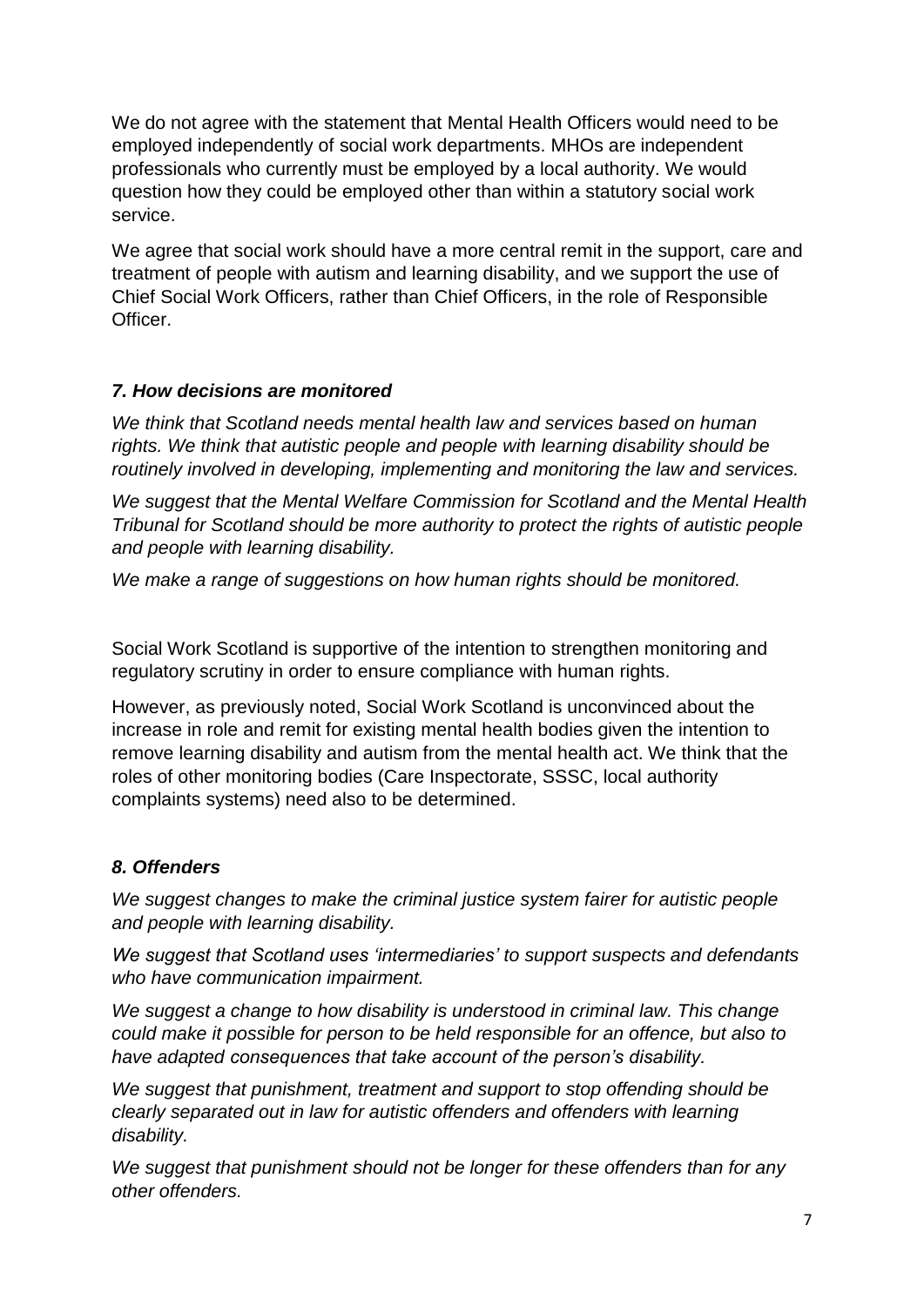We do not agree with the statement that Mental Health Officers would need to be employed independently of social work departments. MHOs are independent professionals who currently must be employed by a local authority. We would question how they could be employed other than within a statutory social work service.

We agree that social work should have a more central remit in the support, care and treatment of people with autism and learning disability, and we support the use of Chief Social Work Officers, rather than Chief Officers, in the role of Responsible Officer.

### ***7. How decisions are monitored***

*We think that Scotland needs mental health law and services based on human rights. We think that autistic people and people with learning disability should be routinely involved in developing, implementing and monitoring the law and services.*

*We suggest that the Mental Welfare Commission for Scotland and the Mental Health Tribunal for Scotland should be more authority to protect the rights of autistic people and people with learning disability.*

*We make a range of suggestions on how human rights should be monitored.*

Social Work Scotland is supportive of the intention to strengthen monitoring and regulatory scrutiny in order to ensure compliance with human rights.

However, as previously noted, Social Work Scotland is unconvinced about the increase in role and remit for existing mental health bodies given the intention to remove learning disability and autism from the mental health act. We think that the roles of other monitoring bodies (Care Inspectorate, SSSC, local authority complaints systems) need also to be determined.

### ***8. Offenders***

*We suggest changes to make the criminal justice system fairer for autistic people and people with learning disability.*

*We suggest that Scotland uses 'intermediaries' to support suspects and defendants who have communication impairment.*

*We suggest a change to how disability is understood in criminal law. This change could make it possible for person to be held responsible for an offence, but also to have adapted consequences that take account of the person's disability.*

*We suggest that punishment, treatment and support to stop offending should be clearly separated out in law for autistic offenders and offenders with learning disability.*

*We suggest that punishment should not be longer for these offenders than for any other offenders.*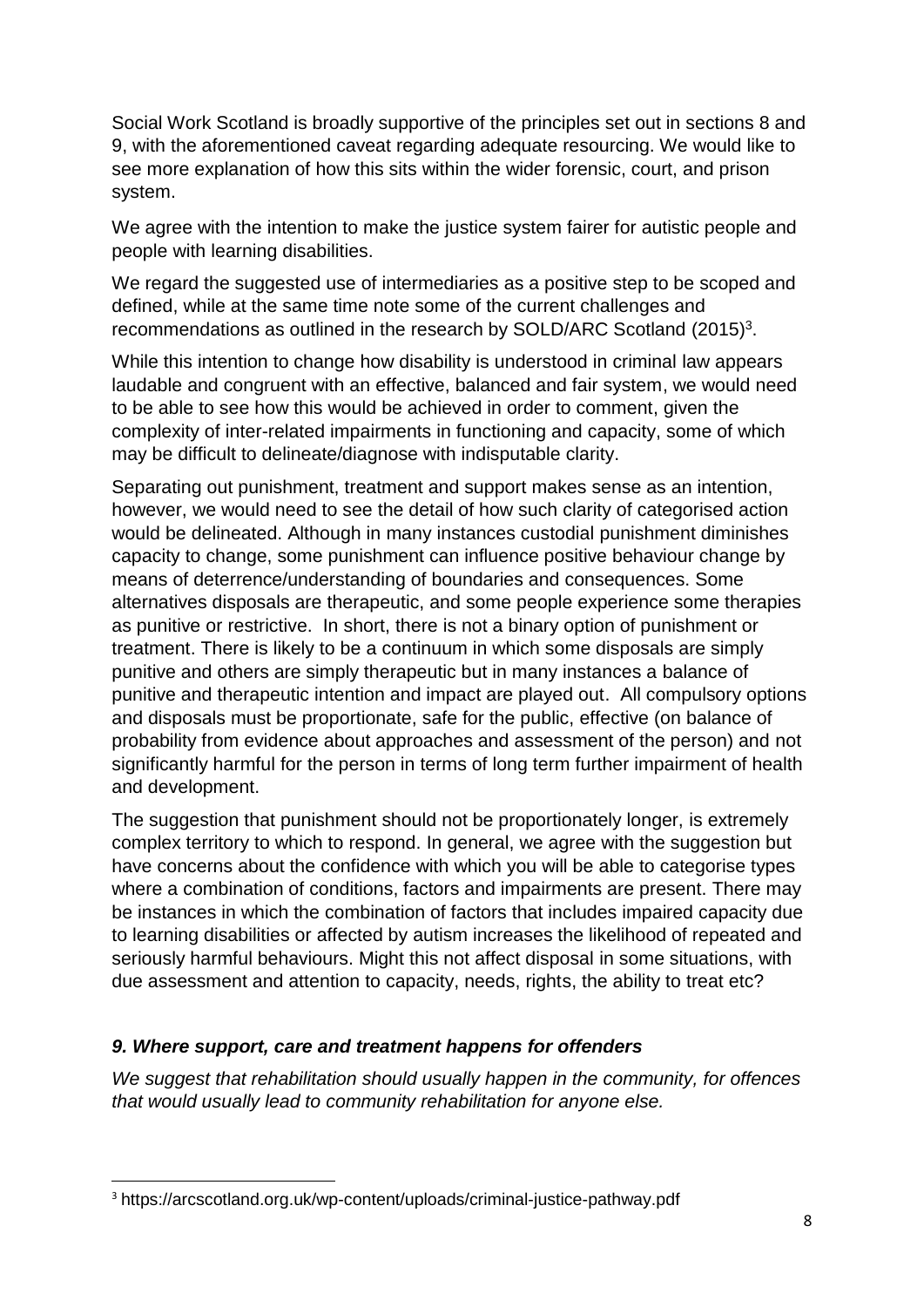Social Work Scotland is broadly supportive of the principles set out in sections 8 and 9, with the aforementioned caveat regarding adequate resourcing. We would like to see more explanation of how this sits within the wider forensic, court, and prison system.

We agree with the intention to make the justice system fairer for autistic people and people with learning disabilities.

We regard the suggested use of intermediaries as a positive step to be scoped and defined, while at the same time note some of the current challenges and recommendations as outlined in the research by SOLD/ARC Scotland (2015)[3].

While this intention to change how disability is understood in criminal law appears laudable and congruent with an effective, balanced and fair system, we would need to be able to see how this would be achieved in order to comment, given the complexity of inter-related impairments in functioning and capacity, some of which may be difficult to delineate/diagnose with indisputable clarity.

Separating out punishment, treatment and support makes sense as an intention, however, we would need to see the detail of how such clarity of categorised action would be delineated. Although in many instances custodial punishment diminishes capacity to change, some punishment can influence positive behaviour change by means of deterrence/understanding of boundaries and consequences. Some alternatives disposals are therapeutic, and some people experience some therapies as punitive or restrictive. In short, there is not a binary option of punishment or treatment. There is likely to be a continuum in which some disposals are simply punitive and others are simply therapeutic but in many instances a balance of punitive and therapeutic intention and impact are played out. All compulsory options and disposals must be proportionate, safe for the public, effective (on balance of probability from evidence about approaches and assessment of the person) and not significantly harmful for the person in terms of long term further impairment of health and development.

The suggestion that punishment should not be proportionately longer, is extremely complex territory to which to respond. In general, we agree with the suggestion but have concerns about the confidence with which you will be able to categorise types where a combination of conditions, factors and impairments are present. There may be instances in which the combination of factors that includes impaired capacity due to learning disabilities or affected by autism increases the likelihood of repeated and seriously harmful behaviours. Might this not affect disposal in some situations, with due assessment and attention to capacity, needs, rights, the ability to treat etc?

### *9. Where support, care and treatment happens for offenders*

*We suggest that rehabilitation should usually happen in the community, for offences that would usually lead to community rehabilitation for anyone else.*

[3] https://arcscotland.org.uk/wp-content/uploads/criminal-justice-pathway.pdf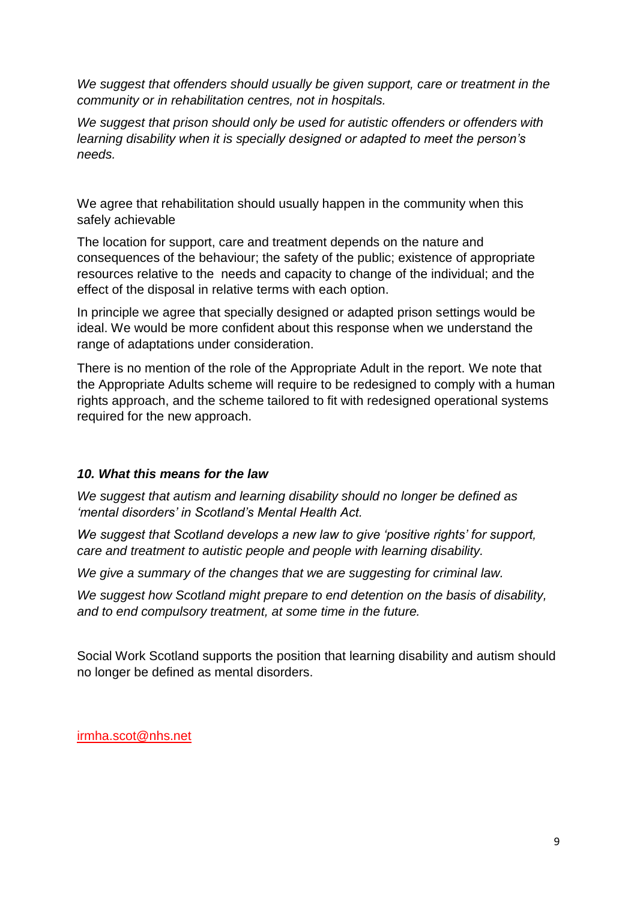*We suggest that offenders should usually be given support, care or treatment in the community or in rehabilitation centres, not in hospitals.*

*We suggest that prison should only be used for autistic offenders or offenders with learning disability when it is specially designed or adapted to meet the person's needs.*

We agree that rehabilitation should usually happen in the community when this safely achievable

The location for support, care and treatment depends on the nature and consequences of the behaviour; the safety of the public; existence of appropriate resources relative to the needs and capacity to change of the individual; and the effect of the disposal in relative terms with each option.

In principle we agree that specially designed or adapted prison settings would be ideal. We would be more confident about this response when we understand the range of adaptations under consideration.

There is no mention of the role of the Appropriate Adult in the report. We note that the Appropriate Adults scheme will require to be redesigned to comply with a human rights approach, and the scheme tailored to fit with redesigned operational systems required for the new approach.

### *10. What this means for the law*

*We suggest that autism and learning disability should no longer be defined as 'mental disorders' in Scotland's Mental Health Act.*

*We suggest that Scotland develops a new law to give 'positive rights' for support, care and treatment to autistic people and people with learning disability.*

*We give a summary of the changes that we are suggesting for criminal law.*

*We suggest how Scotland might prepare to end detention on the basis of disability, and to end compulsory treatment, at some time in the future.*

Social Work Scotland supports the position that learning disability and autism should no longer be defined as mental disorders.

irmha.scot@nhs.net